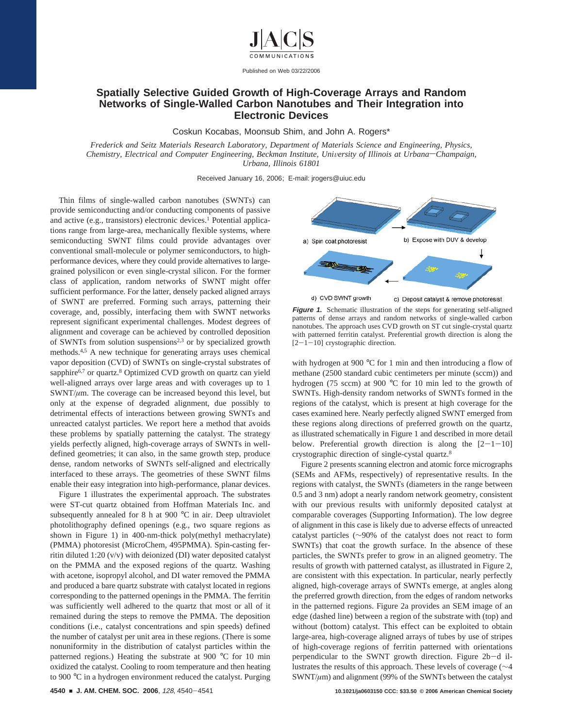# Spatially Selective Guided Growth of High-Coverage Arrays and Random Networks of Single-Walled Carbon Nanotubes and Their Integration into Electronic Devices

Coskun Kocabas, Moonsub Shim, and John A. Rogers*

*Frederick and Seitz Materials Research Laboratory, Department of Materials Science and Engineering, Physics, Chemistry, Electrical and Computer Engineering, Beckman Institute, University of Illinois at Urbana–Champaign, Urbana, Illinois 61801*

Received January 16, 2006; E-mail: jrogers@uiuc.edu

Thin films of single-walled carbon nanotubes (SWNTs) can provide semiconducting and/or conducting components of passive and active (e.g., transistors) electronic devices.[1] Potential applications range from large-area, mechanically flexible systems, where semiconducting SWNT films could provide advantages over conventional small-molecule or polymer semiconductors, to high-performance devices, where they could provide alternatives to large-grained polysilicon or even single-crystal silicon. For the former class of application, random networks of SWNT might offer sufficient performance. For the latter, densely packed aligned arrays of SWNT are preferred. Forming such arrays, patterning their coverage, and, possibly, interfacing them with SWNT networks represent significant experimental challenges. Modest degrees of alignment and coverage can be achieved by controlled deposition of SWNTs from solution suspensions[2,3] or by specialized growth methods.[4,5] A new technique for generating arrays uses chemical vapor deposition (CVD) of SWNTs on single-crystal substrates of sapphire[6,7] or quartz.[8] Optimized CVD growth on quartz can yield well-aligned arrays over large areas and with coverages up to 1 SWNT/$\mu$m. The coverage can be increased beyond this level, but only at the expense of degraded alignment, due possibly to detrimental effects of interactions between growing SWNTs and unreacted catalyst particles. We report here a method that avoids these problems by spatially patterning the catalyst. The strategy yields perfectly aligned, high-coverage arrays of SWNTs in well-defined geometries; it can also, in the same growth step, produce dense, random networks of SWNTs self-aligned and electrically interfaced to these arrays. The geometries of these SWNT films enable their easy integration into high-performance, planar devices.

Figure 1 illustrates the experimental approach. The substrates were ST-cut quartz obtained from Hoffman Materials Inc. and subsequently annealed for 8 h at 900 °C in air. Deep ultraviolet photolithography defined openings (e.g., two square regions as shown in Figure 1) in 400-nm-thick poly(methyl methacrylate) (PMMA) photoresist (MicroChem, 495PMMA). Spin-casting ferritin diluted 1:20 (v/v) with deionized (DI) water deposited catalyst on the PMMA and the exposed regions of the quartz. Washing with acetone, isopropyl alcohol, and DI water removed the PMMA and produced a bare quartz substrate with catalyst located in regions corresponding to the patterned openings in the PMMA. The ferritin was sufficiently well adhered to the quartz that most or all of it remained during the steps to remove the PMMA. The deposition conditions (i.e., catalyst concentrations and spin speeds) defined the number of catalyst per unit area in these regions. (There is some nonuniformity in the distribution of catalyst particles within the patterned regions.) Heating the substrate at 900 °C for 10 min oxidized the catalyst. Cooling to room temperature and then heating to 900 °C in a hydrogen environment reduced the catalyst. Purging

a) Spin coat photoresist  b) Expose with DUV & develop  c) Deposit catalyst & remove photoresist  d) CVD SWNT growth

***Figure 1.*** Schematic illustration of the steps for generating self-aligned patterns of dense arrays and random networks of single-walled carbon nanotubes. The approach uses CVD growth on ST cut single-crystal quartz with patterned ferritin catalyst. Preferential growth direction is along the [2−1−10] crystographic direction.

with hydrogen at 900 °C for 1 min and then introducing a flow of methane (2500 standard cubic centimeters per minute (sccm)) and hydrogen (75 sccm) at 900 °C for 10 min led to the growth of SWNTs. High-density random networks of SWNTs formed in the regions of the catalyst, which is present at high coverage for the cases examined here. Nearly perfectly aligned SWNT emerged from these regions along directions of preferred growth on the quartz, as illustrated schematically in Figure 1 and described in more detail below. Preferential growth direction is along the [2−1−10] crystographic direction of single-cystal quartz.[8]

Figure 2 presents scanning electron and atomic force micrographs (SEMs and AFMs, respectively) of representative results. In the regions with catalyst, the SWNTs (diameters in the range between 0.5 and 3 nm) adopt a nearly random network geometry, consistent with our previous results with uniformly deposited catalyst at comparable coverages (Supporting Information). The low degree of alignment in this case is likely due to adverse effects of unreacted catalyst particles (~90% of the catalyst does not react to form SWNTs) that coat the growth surface. In the absence of these particles, the SWNTs prefer to grow in an aligned geometry. The results of growth with patterned catalyst, as illustrated in Figure 2, are consistent with this expectation. In particular, nearly perfectly aligned, high-coverage arrays of SWNTs emerge, at angles along the preferred growth direction, from the edges of random networks in the patterned regions. Figure 2a provides an SEM image of an edge (dashed line) between a region of the substrate with (top) and without (bottom) catalyst. This effect can be exploited to obtain large-area, high-coverage aligned arrays of tubes by use of stripes of high-coverage regions of ferritin patterned with orientations perpendicular to the SWNT growth direction. Figure 2b–d illustrates the results of this approach. These levels of coverage (~4 SWNT/$\mu$m) and alignment (99% of the SWNTs between the catalyst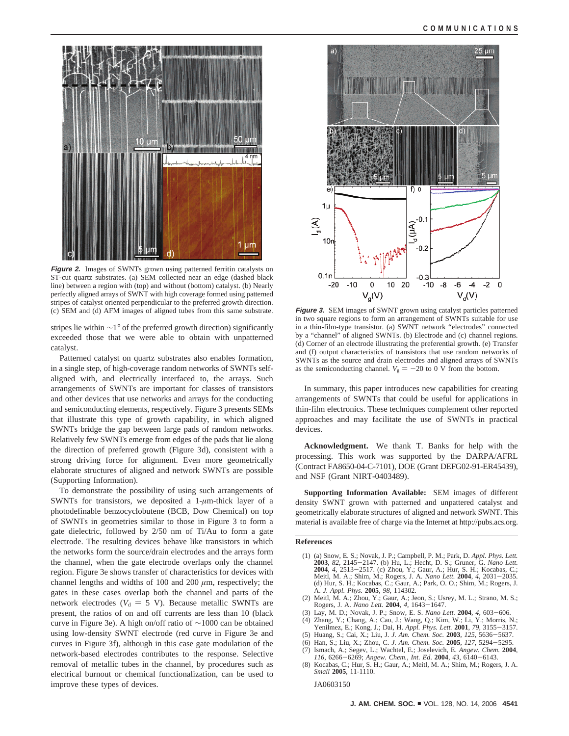a) 10 μm b) 50 μm c) 5 μm d) 1 μm 4 nm

*Figure 2.* Images of SWNTs grown using patterned ferritin catalysts on ST-cut quartz substrates. (a) SEM collected near an edge (dashed black line) between a region with (top) and without (bottom) catalyst. (b) Nearly perfectly aligned arrays of SWNT with high coverage formed using patterned stripes of catalyst oriented perpendicular to the preferred growth direction. (c) SEM and (d) AFM images of aligned tubes from this same substrate.

stripes lie within ~1° of the preferred growth direction) significantly exceeded those that we were able to obtain with unpatterned catalyst.

Patterned catalyst on quartz substrates also enables formation, in a single step, of high-coverage random networks of SWNTs self-aligned with, and electrically interfaced to, the arrays. Such arrangements of SWNTs are important for classes of transistors and other devices that use networks and arrays for the conducting and semiconducting elements, respectively. Figure 3 presents SEMs that illustrate this type of growth capability, in which aligned SWNTs bridge the gap between large pads of random networks. Relatively few SWNTs emerge from edges of the pads that lie along the direction of preferred growth (Figure 3d), consistent with a strong driving force for alignment. Even more geometrically elaborate structures of aligned and network SWNTs are possible (Supporting Information).

To demonstrate the possibility of using such arrangements of SWNTs for transistors, we deposited a 1-μm-thick layer of a photodefinable benzocyclobutene (BCB, Dow Chemical) on top of SWNTs in geometries similar to those in Figure 3 to form a gate dielectric, followed by 2/50 nm of Ti/Au to form a gate electrode. The resulting devices behave like transistors in which the networks form the source/drain electrodes and the arrays form the channel, when the gate electrode overlaps only the channel region. Figure 3e shows transfer of characteristics for devices with channel lengths and widths of 100 and 200 μm, respectively; the gates in these cases overlap both the channel and parts of the network electrodes ($V_d$ = 5 V). Because metallic SWNTs are present, the ratios of on and off currents are less than 10 (black curve in Figure 3e). A high on/off ratio of ~1000 can be obtained using low-density SWNT electrode (red curve in Figure 3e and curves in Figure 3f), although in this case gate modulation of the network-based electrodes contributes to the response. Selective removal of metallic tubes in the channel, by procedures such as electrical burnout or chemical functionalization, can be used to improve these types of devices.

a) 25 μm b) 5 μm c) 5 μm d) 5 μm

e) $I_d$ (A) 1μ 10n 0.1n -20 -10 0 10 20 $V_g$(V)

f) 0 -0.1 -0.2 -0.3 $I_d$ (μA) -10 -8 -6 -4 -2 0 $V_d$(V)

*Figure 3.* SEM images of SWNT grown using catalyst particles patterned in two square regions to form an arrangement of SWNT suitable for use in a thin-film-type transistor. (a) SWNT network "electrodes" connected by a "channel" of aligned SWNTs. (b) Electrode and (c) channel regions. (d) Corner of an electrode illustrating the preferential growth. (e) Transfer and (f) output characteristics of transistors that use random networks of SWNTs as the source and drain electrodes and aligned arrays of SWNTs as the semiconducting channel. $V_g = -20$ to 0 V from the bottom.

In summary, this paper introduces new capabilities for creating arrangements of SWNTs that could be useful for applications in thin-film electronics. These techniques complement other reported approaches and may facilitate the use of SWNTs in practical devices.

**Acknowledgment.** We thank T. Banks for help with the processing. This work was supported by the DARPA/AFRL (Contract FA8650-04-C-7101), DOE (Grant DEFG02-91-ER45439), and NSF (Grant NIRT-0403489).

**Supporting Information Available:** SEM images of different density SWNT grown with patterned and unpattered catalyst and geometrically elaborate structures of aligned and network SWNT. This material is available free of charge via the Internet at http://pubs.acs.org.

## References

(1) (a) Snow, E. S.; Novak, J. P.; Campbell, P. M.; Park, D. *Appl. Phys. Lett.* **2003**, *82*, 2145−2147. (b) Hu, L.; Hecht, D. S.; Gruner, G. *Nano Lett.* **2004**, *4*, 2513−2517. (c) Zhou, Y.; Gaur, A.; Hur, S. H.; Kocabas, C.; Meitl, M. A.; Shim, M.; Rogers, J. A. *Nano Lett.* **2004**, *4*, 2031−2035. (d) Hur, S. H.; Kocabas, C.; Gaur, A.; Park, O. O.; Shim, M.; Rogers, J. A. *J. Appl. Phys.* **2005**, *98*, 114302.
(2) Meitl, M. A.; Zhou, Y.; Gaur, A.; Jeon, S.; Usrey, M. L.; Strano, M. S.; Rogers, J. A. *Nano Lett.* **2004**, *4*, 1643−1647.
(3) Lay, M. D.; Novak, J. P.; Snow, E. S. *Nano Lett.* **2004**, *4*, 603−606.
(4) Zhang, Y.; Chang, A.; Cao, J.; Wang, Q.; Kim, W.; Li, Y.; Morris, N.; Yenilmez, E.; Kong, J.; Dai, H. *Appl. Phys. Lett.* **2001**, *79*, 3155−3157.
(5) Huang, S.; Cai, X.; Liu, J. *J. Am. Chem. Soc.* **2003**, *125*, 5636−5637.
(6) Han, S.; Liu, X.; Zhou, C. *J. Am. Chem. Soc.* **2005**, *127*, 5294−5295.
(7) Ismach, A.; Segev, L.; Wachtel, E.; Joselevich, E. *Angew. Chem.* **2004**, *116*, 6266−6269; *Angew. Chem., Int. Ed.* **2004**, *43*, 6140−6143.
(8) Kocabas, C.; Hur, S. H.; Gaur, A.; Meitl, M. A.; Shim, M.; Rogers, J. A. *Small* **2005**, 11-1110.

JA0603150